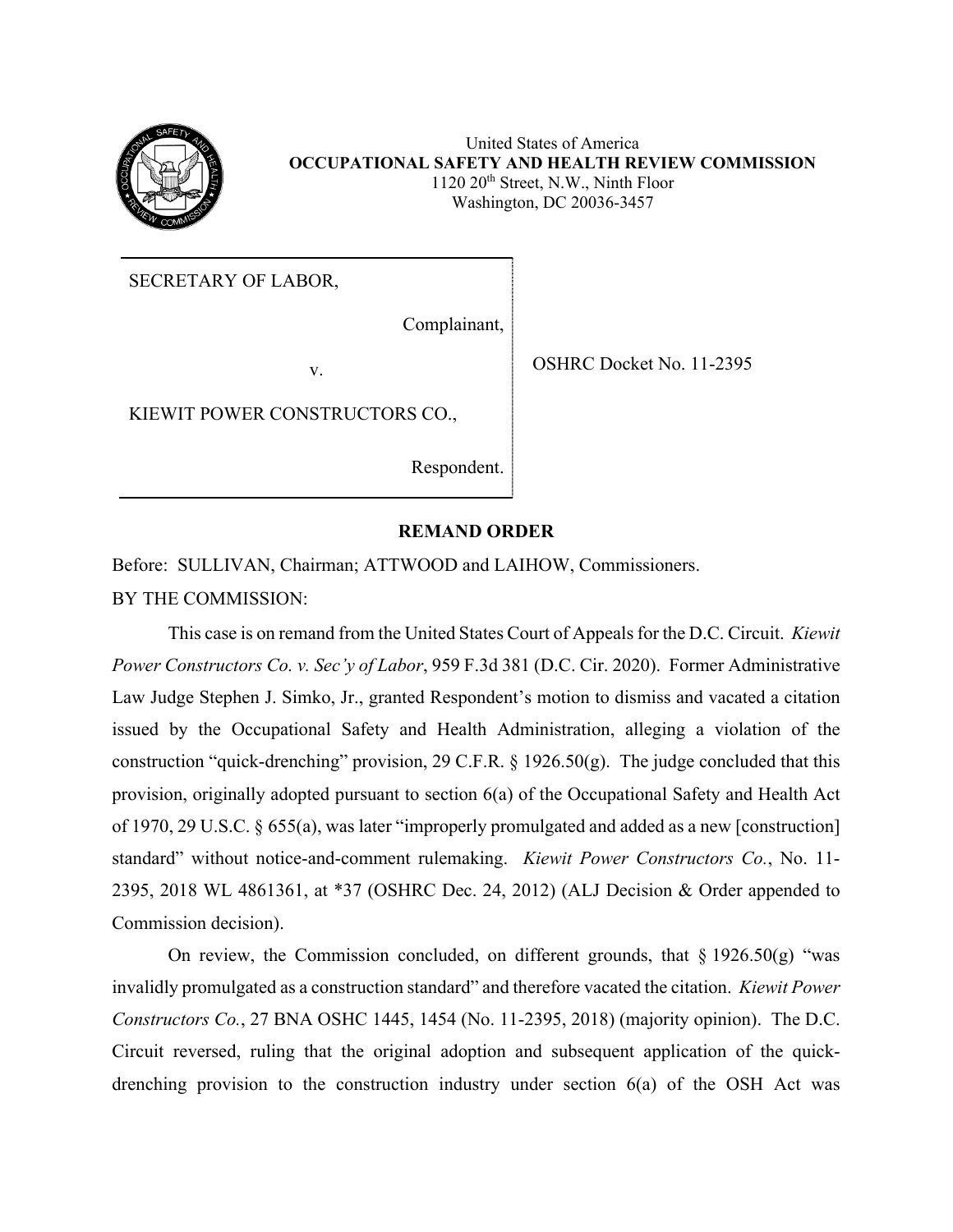United States of America
**OCCUPATIONAL SAFETY AND HEALTH REVIEW COMMISSION**
1120 20th Street, N.W., Ninth Floor
Washington, DC 20036-3457

| | |
|---|---|
| SECRETARY OF LABOR,<br><br>Complainant,<br><br>v.<br><br>KIEWIT POWER CONSTRUCTORS CO.,<br><br>Respondent. | OSHRC Docket No. 11-2395 |

## REMAND ORDER

Before: SULLIVAN, Chairman; ATTWOOD and LAIHOW, Commissioners.

BY THE COMMISSION:

This case is on remand from the United States Court of Appeals for the D.C. Circuit. *Kiewit Power Constructors Co. v. Sec'y of Labor*, 959 F.3d 381 (D.C. Cir. 2020). Former Administrative Law Judge Stephen J. Simko, Jr., granted Respondent's motion to dismiss and vacated a citation issued by the Occupational Safety and Health Administration, alleging a violation of the construction "quick-drenching" provision, 29 C.F.R. § 1926.50(g). The judge concluded that this provision, originally adopted pursuant to section 6(a) of the Occupational Safety and Health Act of 1970, 29 U.S.C. § 655(a), was later "improperly promulgated and added as a new [construction] standard" without notice-and-comment rulemaking. *Kiewit Power Constructors Co.*, No. 11-2395, 2018 WL 4861361, at *37 (OSHRC Dec. 24, 2012) (ALJ Decision & Order appended to Commission decision).

On review, the Commission concluded, on different grounds, that § 1926.50(g) "was invalidly promulgated as a construction standard" and therefore vacated the citation. *Kiewit Power Constructors Co.*, 27 BNA OSHC 1445, 1454 (No. 11-2395, 2018) (majority opinion). The D.C. Circuit reversed, ruling that the original adoption and subsequent application of the quick-drenching provision to the construction industry under section 6(a) of the OSH Act was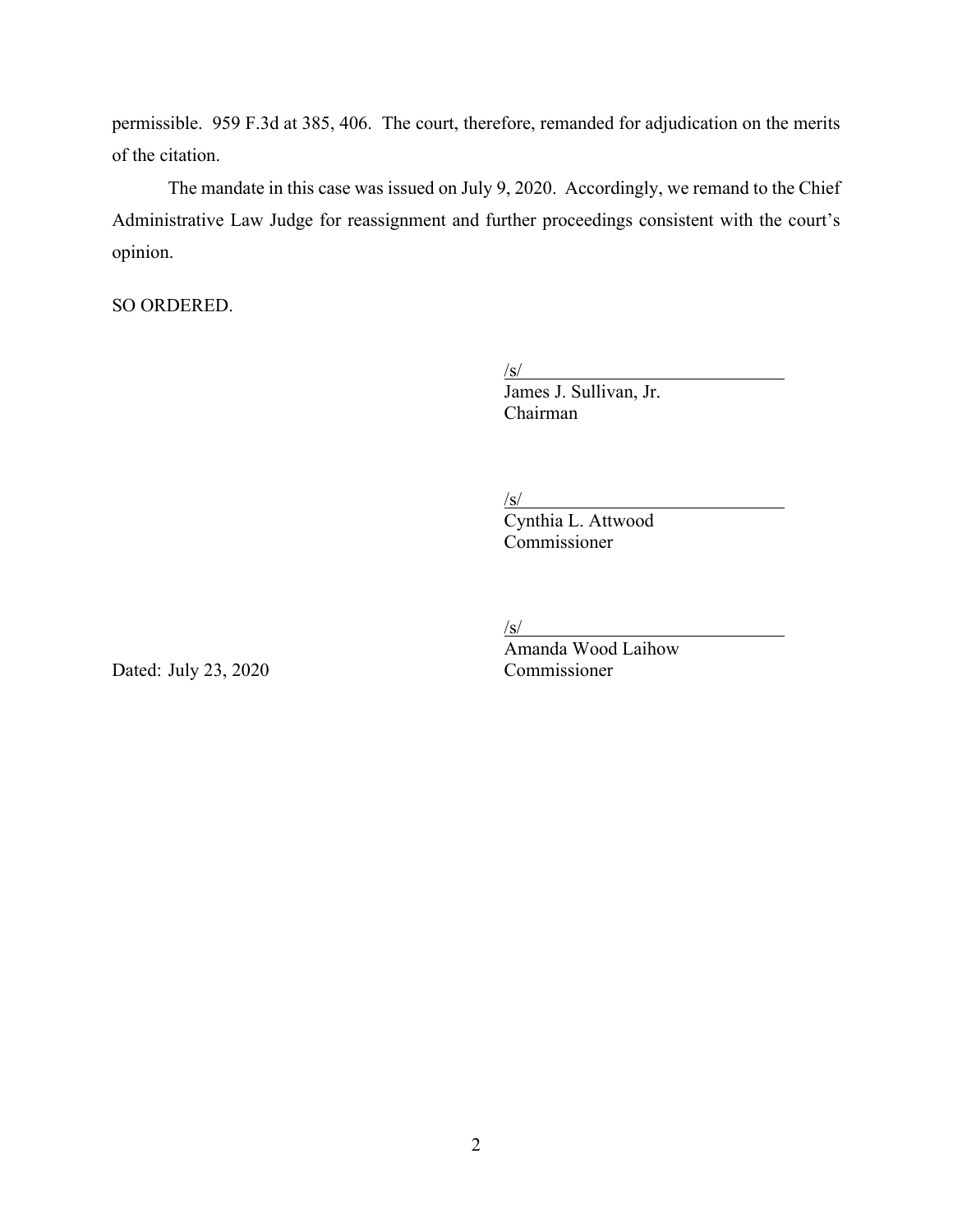permissible. 959 F.3d at 385, 406. The court, therefore, remanded for adjudication on the merits of the citation.

The mandate in this case was issued on July 9, 2020. Accordingly, we remand to the Chief Administrative Law Judge for reassignment and further proceedings consistent with the court's opinion.

SO ORDERED.

/s/
James J. Sullivan, Jr.
Chairman

/s/
Cynthia L. Attwood
Commissioner

/s/
Amanda Wood Laihow
Commissioner

Dated: July 23, 2020